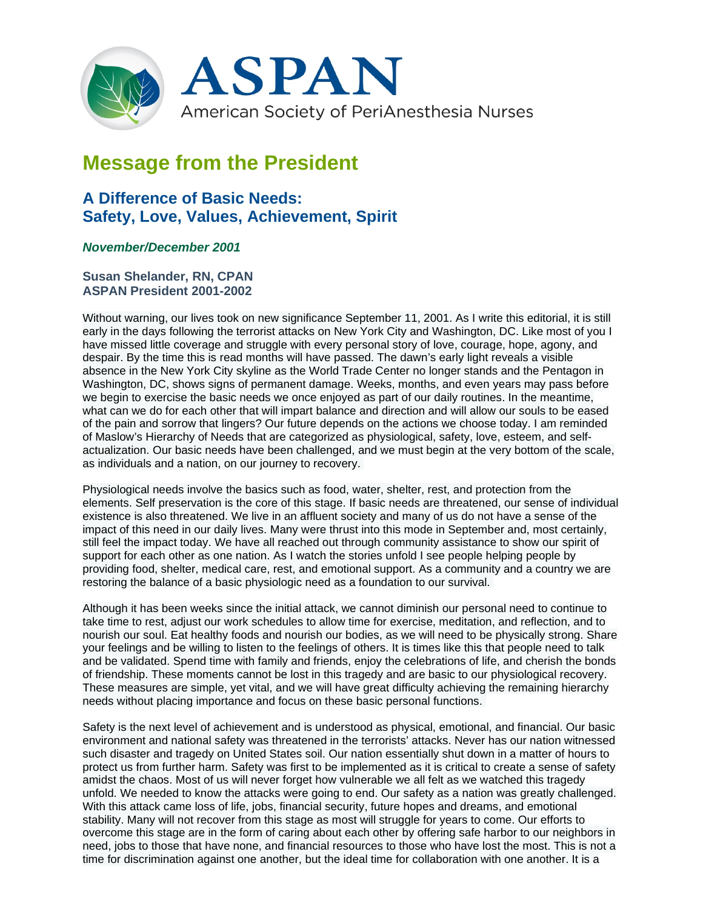# ASPAN

American Society of PeriAnesthesia Nurses

## Message from the President

### A Difference of Basic Needs: Safety, Love, Values, Achievement, Spirit

***November/December 2001***

**Susan Shelander, RN, CPAN**
**ASPAN President 2001-2002**

Without warning, our lives took on new significance September 11, 2001. As I write this editorial, it is still early in the days following the terrorist attacks on New York City and Washington, DC. Like most of you I have missed little coverage and struggle with every personal story of love, courage, hope, agony, and despair. By the time this is read months will have passed. The dawn's early light reveals a visible absence in the New York City skyline as the World Trade Center no longer stands and the Pentagon in Washington, DC, shows signs of permanent damage. Weeks, months, and even years may pass before we begin to exercise the basic needs we once enjoyed as part of our daily routines. In the meantime, what can we do for each other that will impart balance and direction and will allow our souls to be eased of the pain and sorrow that lingers? Our future depends on the actions we choose today. I am reminded of Maslow's Hierarchy of Needs that are categorized as physiological, safety, love, esteem, and self-actualization. Our basic needs have been challenged, and we must begin at the very bottom of the scale, as individuals and a nation, on our journey to recovery.

Physiological needs involve the basics such as food, water, shelter, rest, and protection from the elements. Self preservation is the core of this stage. If basic needs are threatened, our sense of individual existence is also threatened. We live in an affluent society and many of us do not have a sense of the impact of this need in our daily lives. Many were thrust into this mode in September and, most certainly, still feel the impact today. We have all reached out through community assistance to show our spirit of support for each other as one nation. As I watch the stories unfold I see people helping people by providing food, shelter, medical care, rest, and emotional support. As a community and a country we are restoring the balance of a basic physiologic need as a foundation to our survival.

Although it has been weeks since the initial attack, we cannot diminish our personal need to continue to take time to rest, adjust our work schedules to allow time for exercise, meditation, and reflection, and to nourish our soul. Eat healthy foods and nourish our bodies, as we will need to be physically strong. Share your feelings and be willing to listen to the feelings of others. It is times like this that people need to talk and be validated. Spend time with family and friends, enjoy the celebrations of life, and cherish the bonds of friendship. These moments cannot be lost in this tragedy and are basic to our physiological recovery. These measures are simple, yet vital, and we will have great difficulty achieving the remaining hierarchy needs without placing importance and focus on these basic personal functions.

Safety is the next level of achievement and is understood as physical, emotional, and financial. Our basic environment and national safety was threatened in the terrorists' attacks. Never has our nation witnessed such disaster and tragedy on United States soil. Our nation essentially shut down in a matter of hours to protect us from further harm. Safety was first to be implemented as it is critical to create a sense of safety amidst the chaos. Most of us will never forget how vulnerable we all felt as we watched this tragedy unfold. We needed to know the attacks were going to end. Our safety as a nation was greatly challenged. With this attack came loss of life, jobs, financial security, future hopes and dreams, and emotional stability. Many will not recover from this stage as most will struggle for years to come. Our efforts to overcome this stage are in the form of caring about each other by offering safe harbor to our neighbors in need, jobs to those that have none, and financial resources to those who have lost the most. This is not a time for discrimination against one another, but the ideal time for collaboration with one another. It is a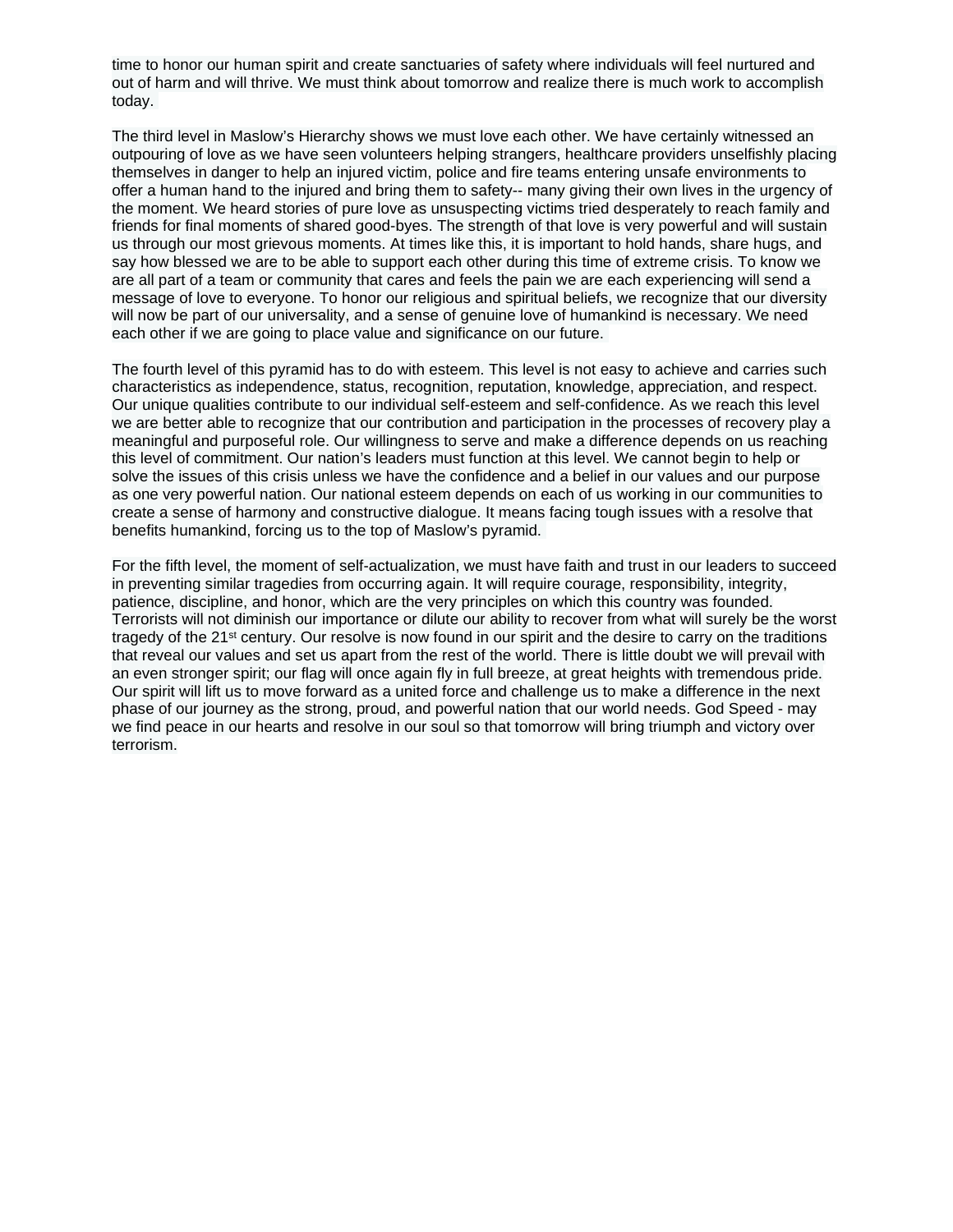time to honor our human spirit and create sanctuaries of safety where individuals will feel nurtured and out of harm and will thrive. We must think about tomorrow and realize there is much work to accomplish today.

The third level in Maslow's Hierarchy shows we must love each other. We have certainly witnessed an outpouring of love as we have seen volunteers helping strangers, healthcare providers unselfishly placing themselves in danger to help an injured victim, police and fire teams entering unsafe environments to offer a human hand to the injured and bring them to safety-- many giving their own lives in the urgency of the moment. We heard stories of pure love as unsuspecting victims tried desperately to reach family and friends for final moments of shared good-byes. The strength of that love is very powerful and will sustain us through our most grievous moments. At times like this, it is important to hold hands, share hugs, and say how blessed we are to be able to support each other during this time of extreme crisis. To know we are all part of a team or community that cares and feels the pain we are each experiencing will send a message of love to everyone. To honor our religious and spiritual beliefs, we recognize that our diversity will now be part of our universality, and a sense of genuine love of humankind is necessary. We need each other if we are going to place value and significance on our future.

The fourth level of this pyramid has to do with esteem. This level is not easy to achieve and carries such characteristics as independence, status, recognition, reputation, knowledge, appreciation, and respect. Our unique qualities contribute to our individual self-esteem and self-confidence. As we reach this level we are better able to recognize that our contribution and participation in the processes of recovery play a meaningful and purposeful role. Our willingness to serve and make a difference depends on us reaching this level of commitment. Our nation's leaders must function at this level. We cannot begin to help or solve the issues of this crisis unless we have the confidence and a belief in our values and our purpose as one very powerful nation. Our national esteem depends on each of us working in our communities to create a sense of harmony and constructive dialogue. It means facing tough issues with a resolve that benefits humankind, forcing us to the top of Maslow's pyramid.

For the fifth level, the moment of self-actualization, we must have faith and trust in our leaders to succeed in preventing similar tragedies from occurring again. It will require courage, responsibility, integrity, patience, discipline, and honor, which are the very principles on which this country was founded. Terrorists will not diminish our importance or dilute our ability to recover from what will surely be the worst tragedy of the 21st century. Our resolve is now found in our spirit and the desire to carry on the traditions that reveal our values and set us apart from the rest of the world. There is little doubt we will prevail with an even stronger spirit; our flag will once again fly in full breeze, at great heights with tremendous pride. Our spirit will lift us to move forward as a united force and challenge us to make a difference in the next phase of our journey as the strong, proud, and powerful nation that our world needs. God Speed - may we find peace in our hearts and resolve in our soul so that tomorrow will bring triumph and victory over terrorism.